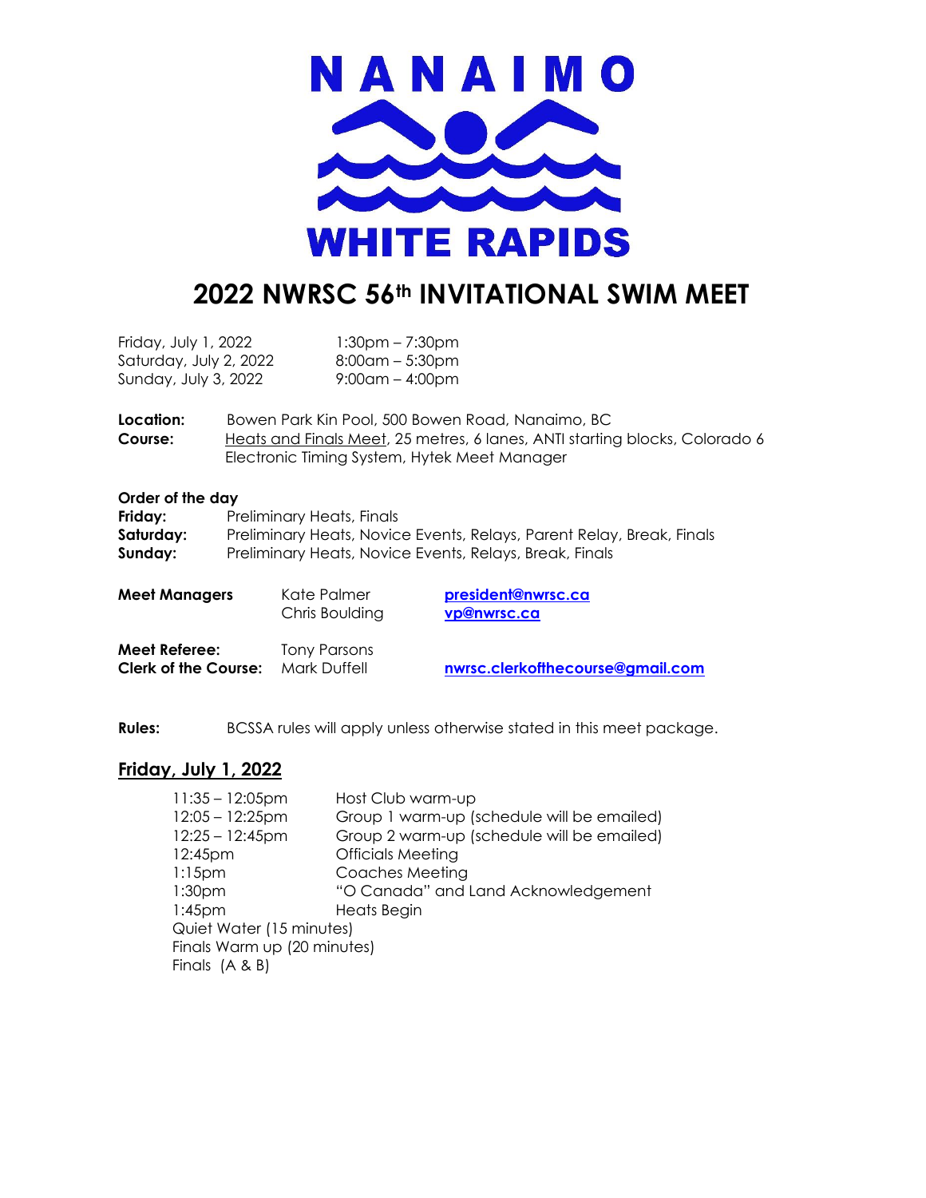NANAIMO

WHITE RAPIDS

# 2022 NWRSC 56th INVITATIONAL SWIM MEET

| | |
|---|---|
| Friday, July 1, 2022 | 1:30pm – 7:30pm |
| Saturday, July 2, 2022 | 8:00am – 5:30pm |
| Sunday, July 3, 2022 | 9:00am – 4:00pm |

**Location:** Bowen Park Kin Pool, 500 Bowen Road, Nanaimo, BC

**Course:** Heats and Finals Meet, 25 metres, 6 lanes, ANTI starting blocks, Colorado 6 Electronic Timing System, Hytek Meet Manager

**Order of the day**

**Friday:** Preliminary Heats, Finals

**Saturday:** Preliminary Heats, Novice Events, Relays, Parent Relay, Break, Finals

**Sunday:** Preliminary Heats, Novice Events, Relays, Break, Finals

| | | |
|---|---|---|
| **Meet Managers** | Kate Palmer | **president@nwrsc.ca** |
| | Chris Boulding | **vp@nwrsc.ca** |
| **Meet Referee:** | Tony Parsons | |
| **Clerk of the Course:** | Mark Duffell | **nwrsc.clerkofthecourse@gmail.com** |

**Rules:** BCSSA rules will apply unless otherwise stated in this meet package.

## Friday, July 1, 2022

| | |
|---|---|
| 11:35 – 12:05pm | Host Club warm-up |
| 12:05 – 12:25pm | Group 1 warm-up (schedule will be emailed) |
| 12:25 – 12:45pm | Group 2 warm-up (schedule will be emailed) |
| 12:45pm | Officials Meeting |
| 1:15pm | Coaches Meeting |
| 1:30pm | "O Canada" and Land Acknowledgement |
| 1:45pm | Heats Begin |

Quiet Water (15 minutes)

Finals Warm up (20 minutes)

Finals (A & B)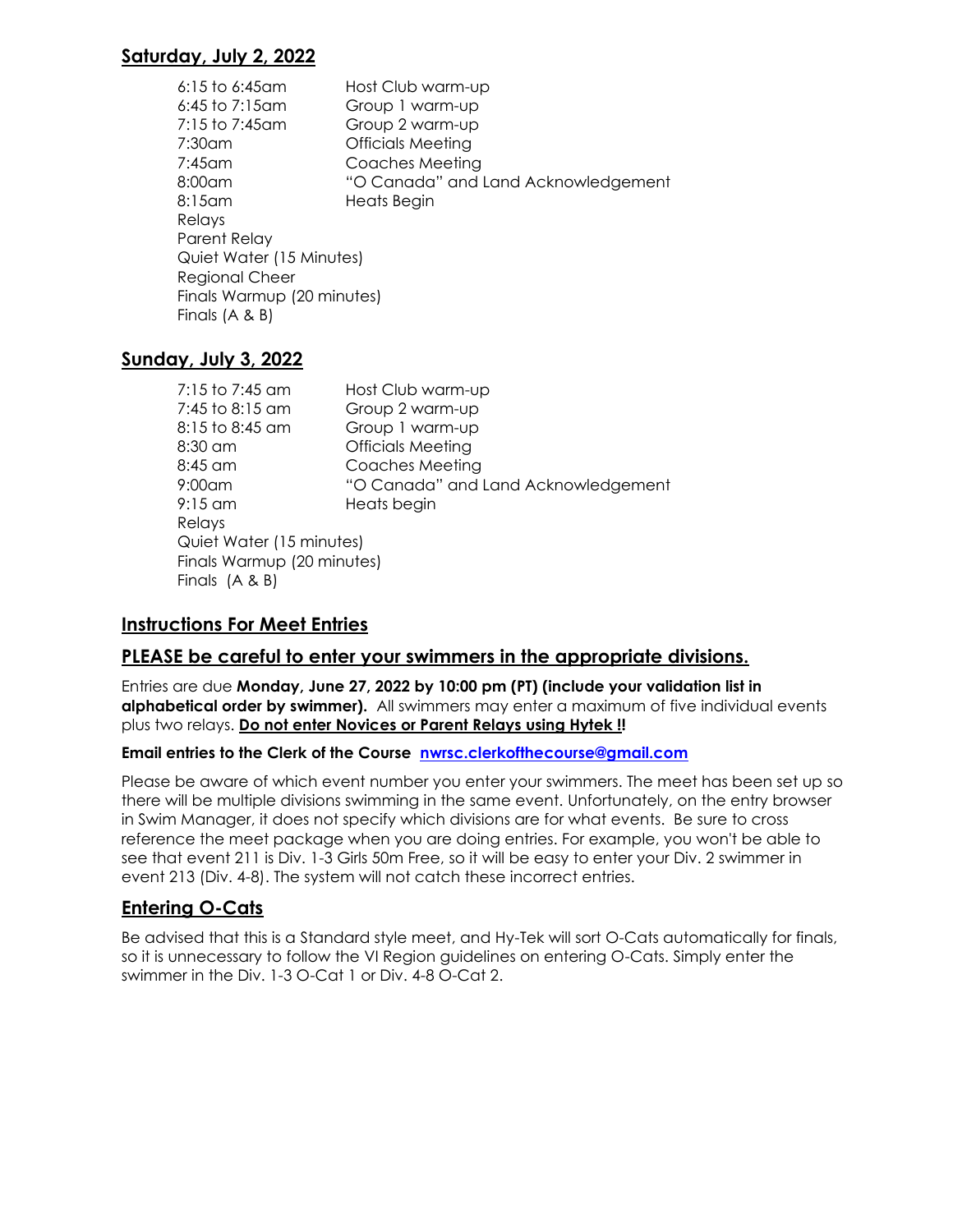## Saturday, July 2, 2022

| | |
|---|---|
| 6:15 to 6:45am | Host Club warm-up |
| 6:45 to 7:15am | Group 1 warm-up |
| 7:15 to 7:45am | Group 2 warm-up |
| 7:30am | Officials Meeting |
| 7:45am | Coaches Meeting |
| 8:00am | "O Canada" and Land Acknowledgement |
| 8:15am | Heats Begin |

Relays
Parent Relay
Quiet Water (15 Minutes)
Regional Cheer
Finals Warmup (20 minutes)
Finals (A & B)

## Sunday, July 3, 2022

| | |
|---|---|
| 7:15 to 7:45 am | Host Club warm-up |
| 7:45 to 8:15 am | Group 2 warm-up |
| 8:15 to 8:45 am | Group 1 warm-up |
| 8:30 am | Officials Meeting |
| 8:45 am | Coaches Meeting |
| 9:00am | "O Canada" and Land Acknowledgement |
| 9:15 am | Heats begin |

Relays
Quiet Water (15 minutes)
Finals Warmup (20 minutes)
Finals (A & B)

## Instructions For Meet Entries

## PLEASE be careful to enter your swimmers in the appropriate divisions.

Entries are due **Monday, June 27, 2022 by 10:00 pm (PT) (include your validation list in alphabetical order by swimmer).** All swimmers may enter a maximum of five individual events plus two relays. **Do not enter Novices or Parent Relays using Hytek !!**

**Email entries to the Clerk of the Course nwrsc.clerkofthecourse@gmail.com**

Please be aware of which event number you enter your swimmers. The meet has been set up so there will be multiple divisions swimming in the same event. Unfortunately, on the entry browser in Swim Manager, it does not specify which divisions are for what events. Be sure to cross reference the meet package when you are doing entries. For example, you won't be able to see that event 211 is Div. 1-3 Girls 50m Free, so it will be easy to enter your Div. 2 swimmer in event 213 (Div. 4-8). The system will not catch these incorrect entries.

## Entering O-Cats

Be advised that this is a Standard style meet, and Hy-Tek will sort O-Cats automatically for finals, so it is unnecessary to follow the VI Region guidelines on entering O-Cats. Simply enter the swimmer in the Div. 1-3 O-Cat 1 or Div. 4-8 O-Cat 2.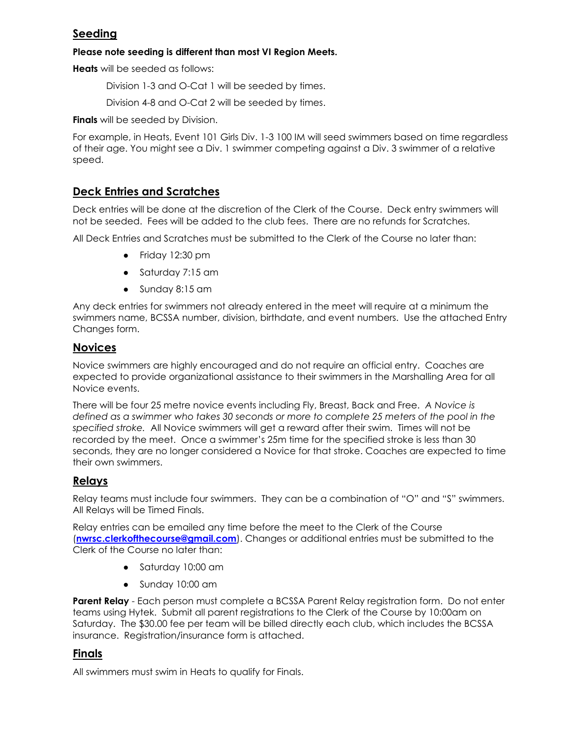## Seeding

**Please note seeding is different than most VI Region Meets.**

**Heats** will be seeded as follows:

Division 1-3 and O-Cat 1 will be seeded by times.

Division 4-8 and O-Cat 2 will be seeded by times.

**Finals** will be seeded by Division.

For example, in Heats, Event 101 Girls Div. 1-3 100 IM will seed swimmers based on time regardless of their age. You might see a Div. 1 swimmer competing against a Div. 3 swimmer of a relative speed.

## Deck Entries and Scratches

Deck entries will be done at the discretion of the Clerk of the Course. Deck entry swimmers will not be seeded. Fees will be added to the club fees. There are no refunds for Scratches.

All Deck Entries and Scratches must be submitted to the Clerk of the Course no later than:

- Friday 12:30 pm
- Saturday 7:15 am
- Sunday 8:15 am

Any deck entries for swimmers not already entered in the meet will require at a minimum the swimmers name, BCSSA number, division, birthdate, and event numbers. Use the attached Entry Changes form.

## Novices

Novice swimmers are highly encouraged and do not require an official entry. Coaches are expected to provide organizational assistance to their swimmers in the Marshalling Area for all Novice events.

There will be four 25 metre novice events including Fly, Breast, Back and Free. *A Novice is defined as a swimmer who takes 30 seconds or more to complete 25 meters of the pool in the specified stroke.* All Novice swimmers will get a reward after their swim. Times will not be recorded by the meet. Once a swimmer's 25m time for the specified stroke is less than 30 seconds, they are no longer considered a Novice for that stroke. Coaches are expected to time their own swimmers.

## Relays

Relay teams must include four swimmers. They can be a combination of "O" and "S" swimmers. All Relays will be Timed Finals.

Relay entries can be emailed any time before the meet to the Clerk of the Course (**nwrsc.clerkofthecourse@gmail.com**). Changes or additional entries must be submitted to the Clerk of the Course no later than:

- Saturday 10:00 am
- Sunday 10:00 am

**Parent Relay** - Each person must complete a BCSSA Parent Relay registration form. Do not enter teams using Hytek. Submit all parent registrations to the Clerk of the Course by 10:00am on Saturday. The $30.00 fee per team will be billed directly each club, which includes the BCSSA insurance. Registration/insurance form is attached.

## Finals

All swimmers must swim in Heats to qualify for Finals.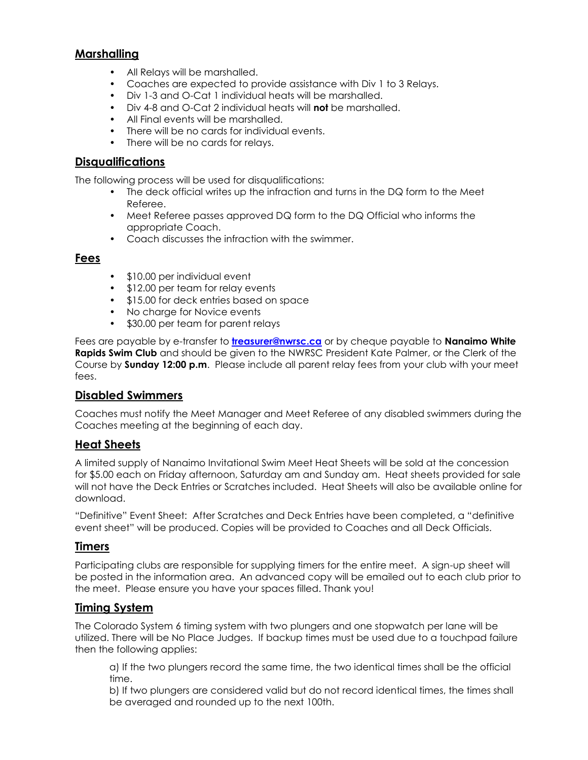## Marshalling

- All Relays will be marshalled.
- Coaches are expected to provide assistance with Div 1 to 3 Relays.
- Div 1-3 and O-Cat 1 individual heats will be marshalled.
- Div 4-8 and O-Cat 2 individual heats will **not** be marshalled.
- All Final events will be marshalled.
- There will be no cards for individual events.
- There will be no cards for relays.

## Disqualifications

The following process will be used for disqualifications:

- The deck official writes up the infraction and turns in the DQ form to the Meet Referee.
- Meet Referee passes approved DQ form to the DQ Official who informs the appropriate Coach.
- Coach discusses the infraction with the swimmer.

## Fees

- $10.00 per individual event
- $12.00 per team for relay events
- $15.00 for deck entries based on space
- No charge for Novice events
- $30.00 per team for parent relays

Fees are payable by e-transfer to **treasurer@nwrsc.ca** or by cheque payable to **Nanaimo White Rapids Swim Club** and should be given to the NWRSC President Kate Palmer, or the Clerk of the Course by **Sunday 12:00 p.m**. Please include all parent relay fees from your club with your meet fees.

## Disabled Swimmers

Coaches must notify the Meet Manager and Meet Referee of any disabled swimmers during the Coaches meeting at the beginning of each day.

## Heat Sheets

A limited supply of Nanaimo Invitational Swim Meet Heat Sheets will be sold at the concession for $5.00 each on Friday afternoon, Saturday am and Sunday am. Heat sheets provided for sale will not have the Deck Entries or Scratches included. Heat Sheets will also be available online for download.

"Definitive" Event Sheet: After Scratches and Deck Entries have been completed, a "definitive event sheet" will be produced. Copies will be provided to Coaches and all Deck Officials.

## Timers

Participating clubs are responsible for supplying timers for the entire meet. A sign-up sheet will be posted in the information area. An advanced copy will be emailed out to each club prior to the meet. Please ensure you have your spaces filled. Thank you!

## Timing System

The Colorado System 6 timing system with two plungers and one stopwatch per lane will be utilized. There will be No Place Judges. If backup times must be used due to a touchpad failure then the following applies:

a) If the two plungers record the same time, the two identical times shall be the official time.

b) If two plungers are considered valid but do not record identical times, the times shall be averaged and rounded up to the next 100th.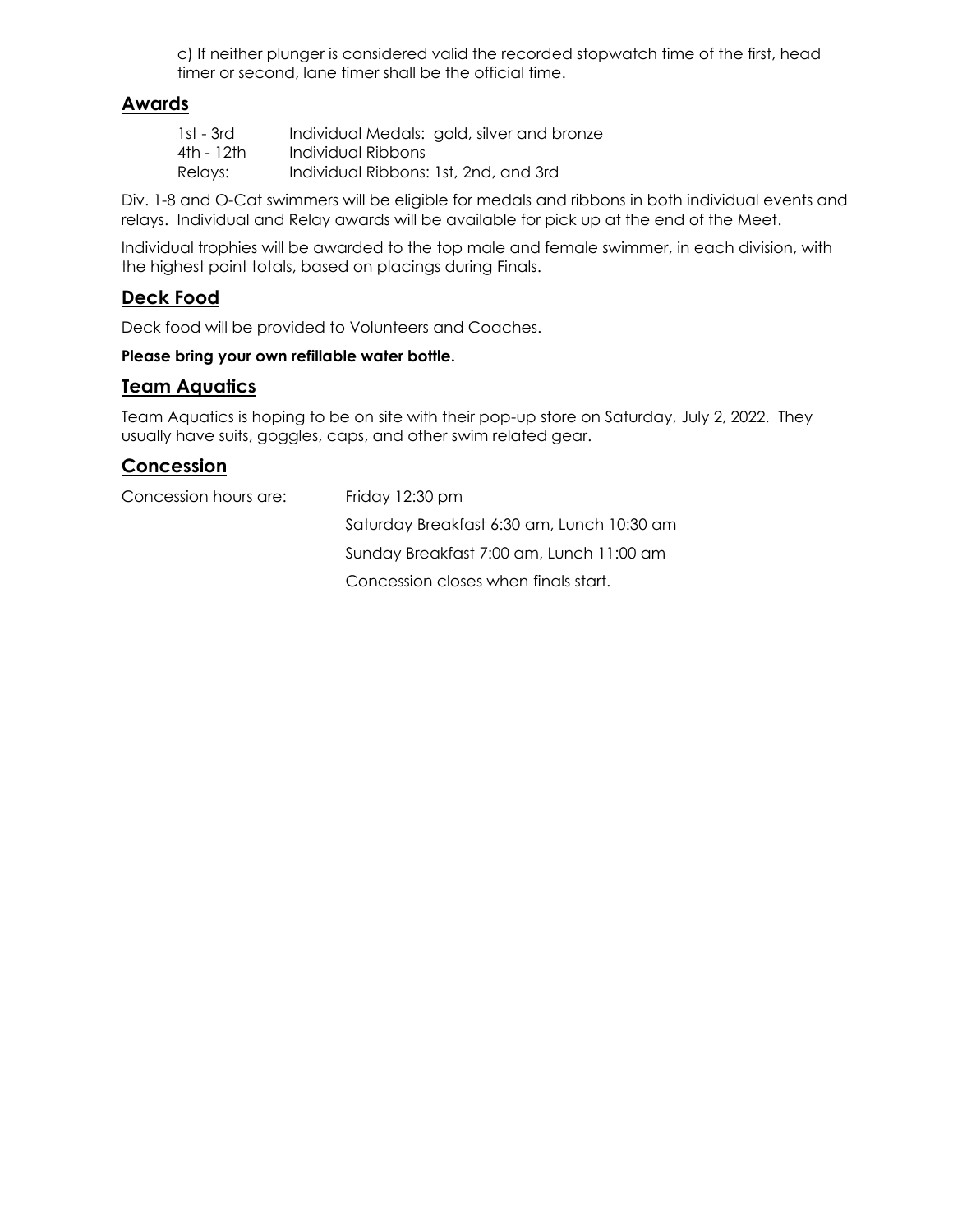c) If neither plunger is considered valid the recorded stopwatch time of the first, head timer or second, lane timer shall be the official time.

## Awards

| | |
|---|---|
| 1st - 3rd | Individual Medals: gold, silver and bronze |
| 4th - 12th | Individual Ribbons |
| Relays: | Individual Ribbons: 1st, 2nd, and 3rd |

Div. 1-8 and O-Cat swimmers will be eligible for medals and ribbons in both individual events and relays. Individual and Relay awards will be available for pick up at the end of the Meet.

Individual trophies will be awarded to the top male and female swimmer, in each division, with the highest point totals, based on placings during Finals.

## Deck Food

Deck food will be provided to Volunteers and Coaches.

**Please bring your own refillable water bottle.**

## Team Aquatics

Team Aquatics is hoping to be on site with their pop-up store on Saturday, July 2, 2022. They usually have suits, goggles, caps, and other swim related gear.

## Concession

Concession hours are: Friday 12:30 pm

Saturday Breakfast 6:30 am, Lunch 10:30 am

Sunday Breakfast 7:00 am, Lunch 11:00 am

Concession closes when finals start.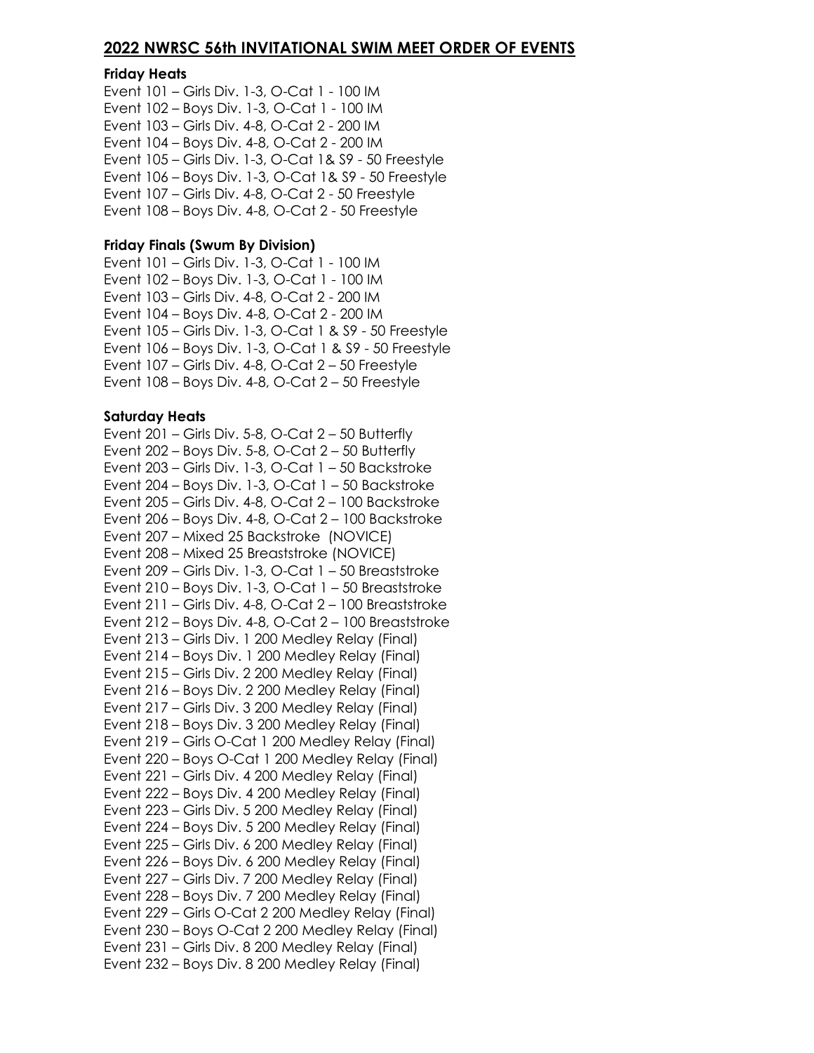## 2022 NWRSC 56th INVITATIONAL SWIM MEET ORDER OF EVENTS

**Friday Heats**

Event 101 – Girls Div. 1-3, O-Cat 1 - 100 IM
Event 102 – Boys Div. 1-3, O-Cat 1 - 100 IM
Event 103 – Girls Div. 4-8, O-Cat 2 - 200 IM
Event 104 – Boys Div. 4-8, O-Cat 2 - 200 IM
Event 105 – Girls Div. 1-3, O-Cat 1& S9 - 50 Freestyle
Event 106 – Boys Div. 1-3, O-Cat 1& S9 - 50 Freestyle
Event 107 – Girls Div. 4-8, O-Cat 2 - 50 Freestyle
Event 108 – Boys Div. 4-8, O-Cat 2 - 50 Freestyle

**Friday Finals (Swum By Division)**

Event 101 – Girls Div. 1-3, O-Cat 1 - 100 IM
Event 102 – Boys Div. 1-3, O-Cat 1 - 100 IM
Event 103 – Girls Div. 4-8, O-Cat 2 - 200 IM
Event 104 – Boys Div. 4-8, O-Cat 2 - 200 IM
Event 105 – Girls Div. 1-3, O-Cat 1 & S9 - 50 Freestyle
Event 106 – Boys Div. 1-3, O-Cat 1 & S9 - 50 Freestyle
Event 107 – Girls Div. 4-8, O-Cat 2 – 50 Freestyle
Event 108 – Boys Div. 4-8, O-Cat 2 – 50 Freestyle

**Saturday Heats**

Event 201 – Girls Div. 5-8, O-Cat 2 – 50 Butterfly
Event 202 – Boys Div. 5-8, O-Cat 2 – 50 Butterfly
Event 203 – Girls Div. 1-3, O-Cat 1 – 50 Backstroke
Event 204 – Boys Div. 1-3, O-Cat 1 – 50 Backstroke
Event 205 – Girls Div. 4-8, O-Cat 2 – 100 Backstroke
Event 206 – Boys Div. 4-8, O-Cat 2 – 100 Backstroke
Event 207 – Mixed 25 Backstroke (NOVICE)
Event 208 – Mixed 25 Breaststroke (NOVICE)
Event 209 – Girls Div. 1-3, O-Cat 1 – 50 Breaststroke
Event 210 – Boys Div. 1-3, O-Cat 1 – 50 Breaststroke
Event 211 – Girls Div. 4-8, O-Cat 2 – 100 Breaststroke
Event 212 – Boys Div. 4-8, O-Cat 2 – 100 Breaststroke
Event 213 – Girls Div. 1 200 Medley Relay (Final)
Event 214 – Boys Div. 1 200 Medley Relay (Final)
Event 215 – Girls Div. 2 200 Medley Relay (Final)
Event 216 – Boys Div. 2 200 Medley Relay (Final)
Event 217 – Girls Div. 3 200 Medley Relay (Final)
Event 218 – Boys Div. 3 200 Medley Relay (Final)
Event 219 – Girls O-Cat 1 200 Medley Relay (Final)
Event 220 – Boys O-Cat 1 200 Medley Relay (Final)
Event 221 – Girls Div. 4 200 Medley Relay (Final)
Event 222 – Boys Div. 4 200 Medley Relay (Final)
Event 223 – Girls Div. 5 200 Medley Relay (Final)
Event 224 – Boys Div. 5 200 Medley Relay (Final)
Event 225 – Girls Div. 6 200 Medley Relay (Final)
Event 226 – Boys Div. 6 200 Medley Relay (Final)
Event 227 – Girls Div. 7 200 Medley Relay (Final)
Event 228 – Boys Div. 7 200 Medley Relay (Final)
Event 229 – Girls O-Cat 2 200 Medley Relay (Final)
Event 230 – Boys O-Cat 2 200 Medley Relay (Final)
Event 231 – Girls Div. 8 200 Medley Relay (Final)
Event 232 – Boys Div. 8 200 Medley Relay (Final)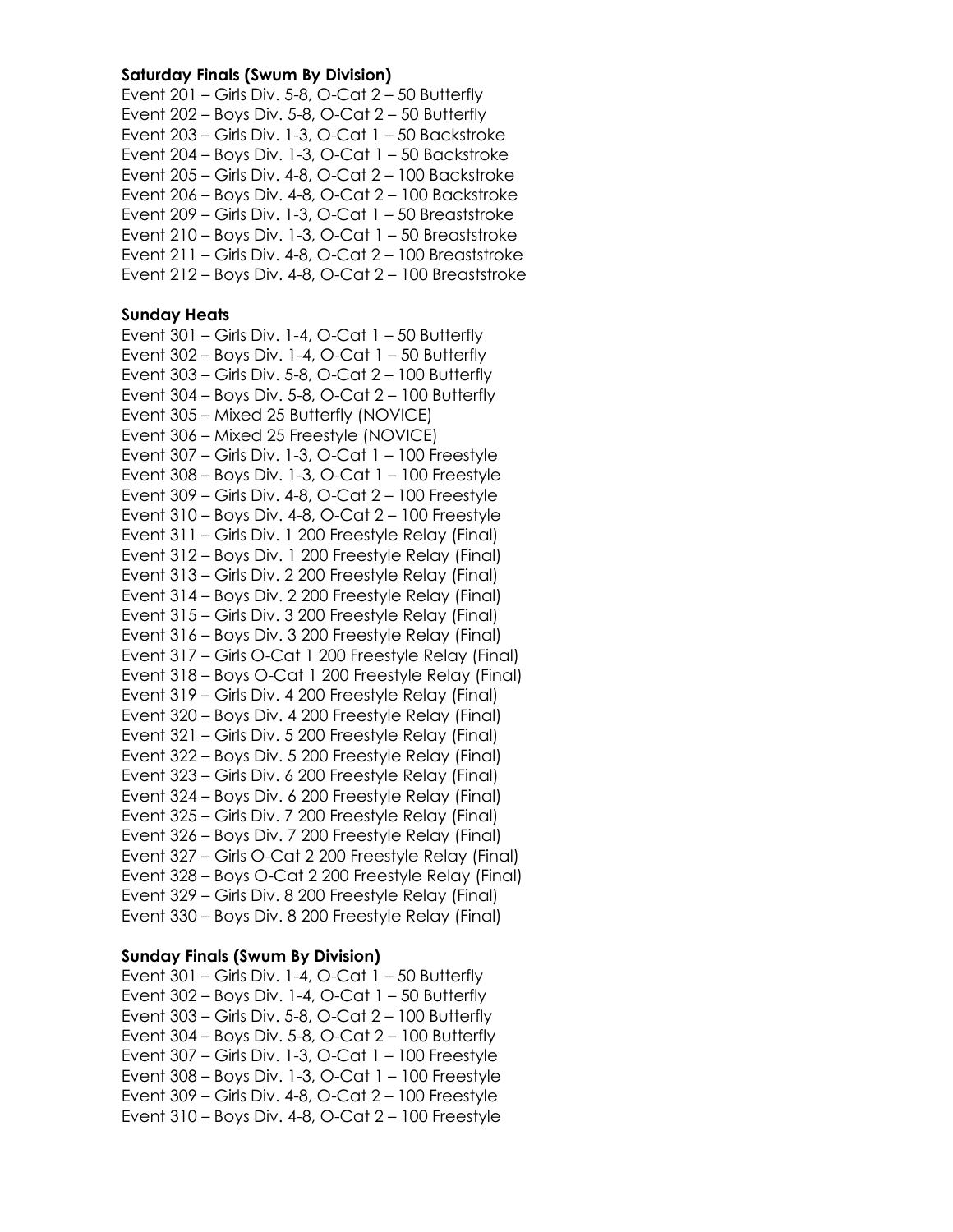**Saturday Finals (Swum By Division)**

Event 201 – Girls Div. 5-8, O-Cat 2 – 50 Butterfly
Event 202 – Boys Div. 5-8, O-Cat 2 – 50 Butterfly
Event 203 – Girls Div. 1-3, O-Cat 1 – 50 Backstroke
Event 204 – Boys Div. 1-3, O-Cat 1 – 50 Backstroke
Event 205 – Girls Div. 4-8, O-Cat 2 – 100 Backstroke
Event 206 – Boys Div. 4-8, O-Cat 2 – 100 Backstroke
Event 209 – Girls Div. 1-3, O-Cat 1 – 50 Breaststroke
Event 210 – Boys Div. 1-3, O-Cat 1 – 50 Breaststroke
Event 211 – Girls Div. 4-8, O-Cat 2 – 100 Breaststroke
Event 212 – Boys Div. 4-8, O-Cat 2 – 100 Breaststroke

**Sunday Heats**

Event 301 – Girls Div. 1-4, O-Cat 1 – 50 Butterfly
Event 302 – Boys Div. 1-4, O-Cat 1 – 50 Butterfly
Event 303 – Girls Div. 5-8, O-Cat 2 – 100 Butterfly
Event 304 – Boys Div. 5-8, O-Cat 2 – 100 Butterfly
Event 305 – Mixed 25 Butterfly (NOVICE)
Event 306 – Mixed 25 Freestyle (NOVICE)
Event 307 – Girls Div. 1-3, O-Cat 1 – 100 Freestyle
Event 308 – Boys Div. 1-3, O-Cat 1 – 100 Freestyle
Event 309 – Girls Div. 4-8, O-Cat 2 – 100 Freestyle
Event 310 – Boys Div. 4-8, O-Cat 2 – 100 Freestyle
Event 311 – Girls Div. 1 200 Freestyle Relay (Final)
Event 312 – Boys Div. 1 200 Freestyle Relay (Final)
Event 313 – Girls Div. 2 200 Freestyle Relay (Final)
Event 314 – Boys Div. 2 200 Freestyle Relay (Final)
Event 315 – Girls Div. 3 200 Freestyle Relay (Final)
Event 316 – Boys Div. 3 200 Freestyle Relay (Final)
Event 317 – Girls O-Cat 1 200 Freestyle Relay (Final)
Event 318 – Boys O-Cat 1 200 Freestyle Relay (Final)
Event 319 – Girls Div. 4 200 Freestyle Relay (Final)
Event 320 – Boys Div. 4 200 Freestyle Relay (Final)
Event 321 – Girls Div. 5 200 Freestyle Relay (Final)
Event 322 – Boys Div. 5 200 Freestyle Relay (Final)
Event 323 – Girls Div. 6 200 Freestyle Relay (Final)
Event 324 – Boys Div. 6 200 Freestyle Relay (Final)
Event 325 – Girls Div. 7 200 Freestyle Relay (Final)
Event 326 – Boys Div. 7 200 Freestyle Relay (Final)
Event 327 – Girls O-Cat 2 200 Freestyle Relay (Final)
Event 328 – Boys O-Cat 2 200 Freestyle Relay (Final)
Event 329 – Girls Div. 8 200 Freestyle Relay (Final)
Event 330 – Boys Div. 8 200 Freestyle Relay (Final)

**Sunday Finals (Swum By Division)**

Event 301 – Girls Div. 1-4, O-Cat 1 – 50 Butterfly
Event 302 – Boys Div. 1-4, O-Cat 1 – 50 Butterfly
Event 303 – Girls Div. 5-8, O-Cat 2 – 100 Butterfly
Event 304 – Boys Div. 5-8, O-Cat 2 – 100 Butterfly
Event 307 – Girls Div. 1-3, O-Cat 1 – 100 Freestyle
Event 308 – Boys Div. 1-3, O-Cat 1 – 100 Freestyle
Event 309 – Girls Div. 4-8, O-Cat 2 – 100 Freestyle
Event 310 – Boys Div. 4-8, O-Cat 2 – 100 Freestyle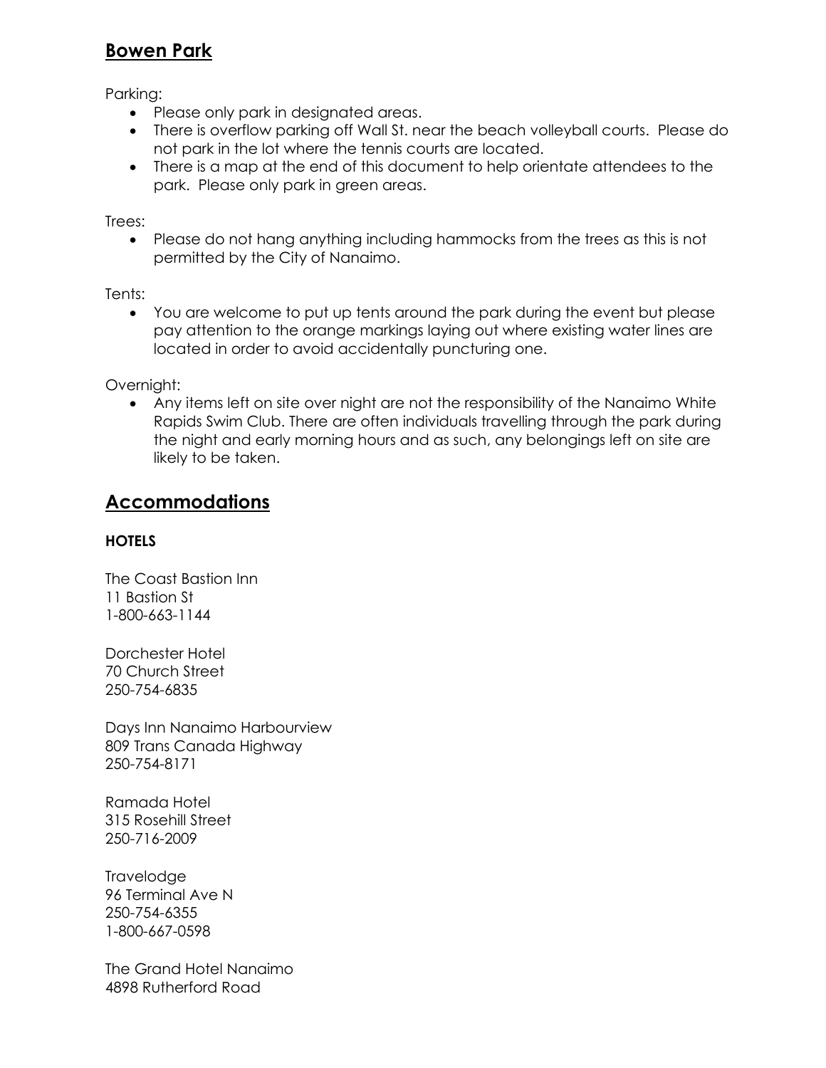## Bowen Park

Parking:

- Please only park in designated areas.
- There is overflow parking off Wall St. near the beach volleyball courts. Please do not park in the lot where the tennis courts are located.
- There is a map at the end of this document to help orientate attendees to the park. Please only park in green areas.

Trees:

- Please do not hang anything including hammocks from the trees as this is not permitted by the City of Nanaimo.

Tents:

- You are welcome to put up tents around the park during the event but please pay attention to the orange markings laying out where existing water lines are located in order to avoid accidentally puncturing one.

Overnight:

- Any items left on site over night are not the responsibility of the Nanaimo White Rapids Swim Club. There are often individuals travelling through the park during the night and early morning hours and as such, any belongings left on site are likely to be taken.

## Accommodations

**HOTELS**

The Coast Bastion Inn
11 Bastion St
1-800-663-1144

Dorchester Hotel
70 Church Street
250-754-6835

Days Inn Nanaimo Harbourview
809 Trans Canada Highway
250-754-8171

Ramada Hotel
315 Rosehill Street
250-716-2009

Travelodge
96 Terminal Ave N
250-754-6355
1-800-667-0598

The Grand Hotel Nanaimo
4898 Rutherford Road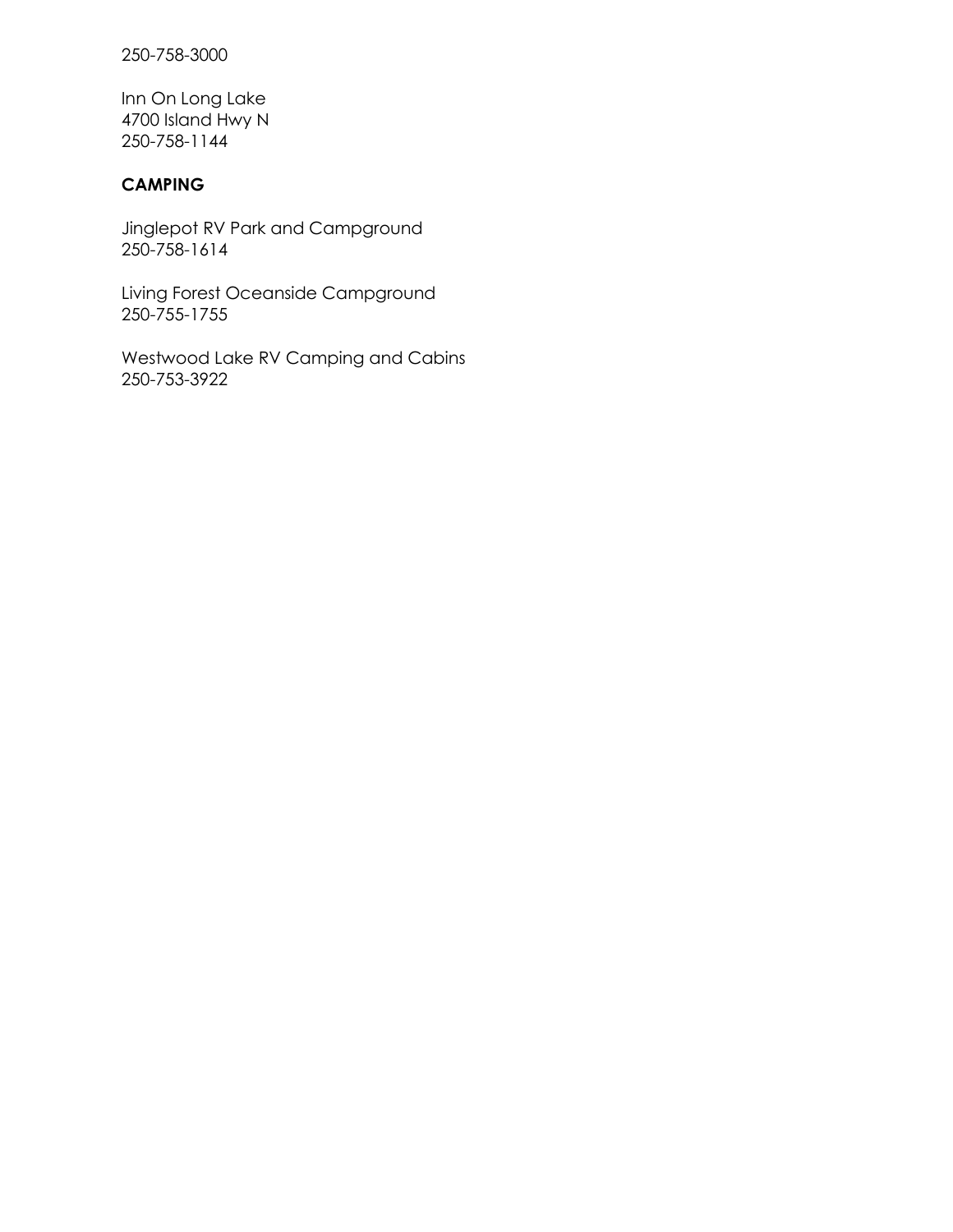250-758-3000

Inn On Long Lake
4700 Island Hwy N
250-758-1144

**CAMPING**

Jinglepot RV Park and Campground
250-758-1614

Living Forest Oceanside Campground
250-755-1755

Westwood Lake RV Camping and Cabins
250-753-3922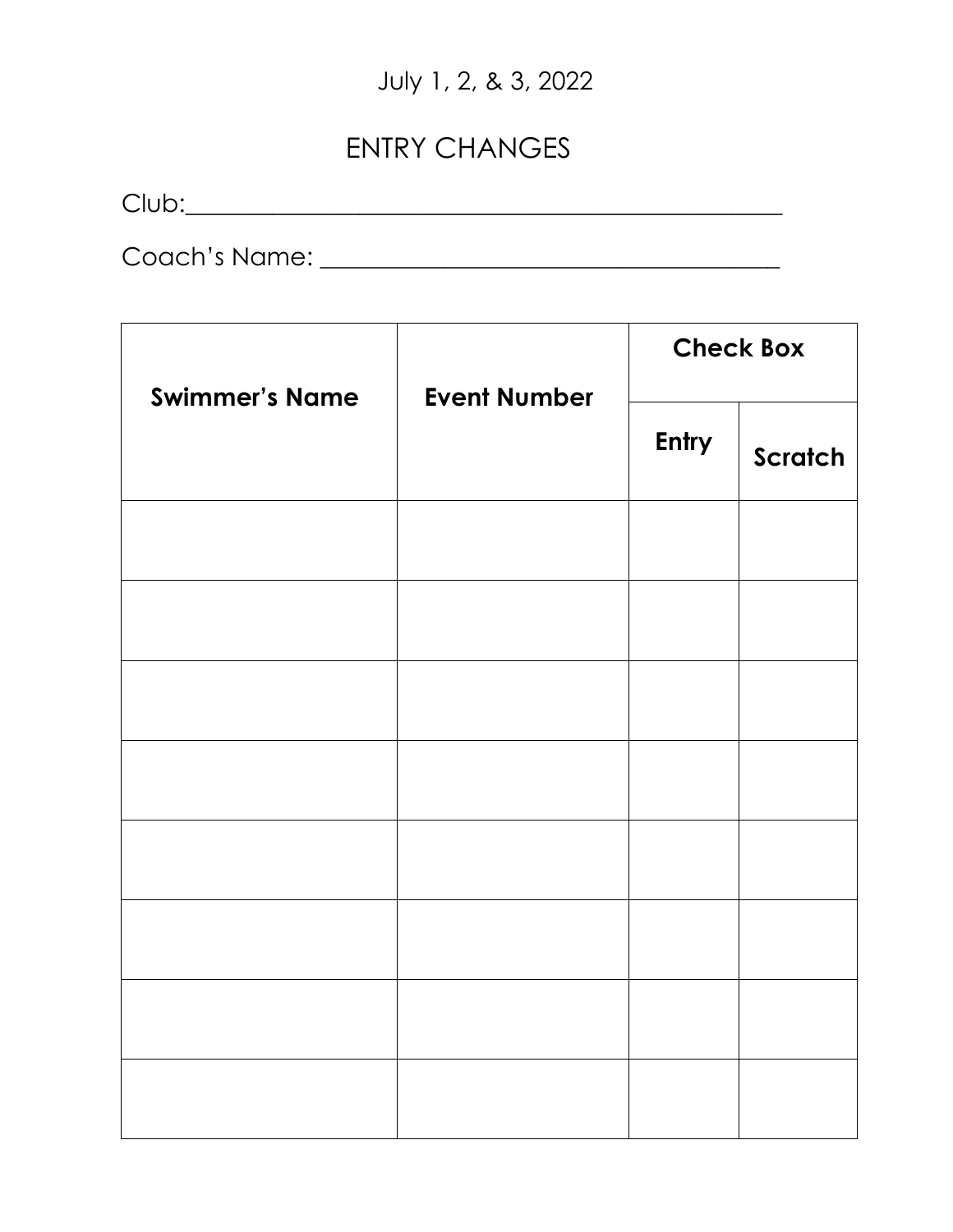July 1, 2, & 3, 2022

# ENTRY CHANGES

Club:_______________________________________________

Coach's Name: ____________________________________

| Swimmer's Name | Event Number | Check Box | |
|---|---|---|---|
| | | Entry | Scratch |
| | | | |
| | | | |
| | | | |
| | | | |
| | | | |
| | | | |
| | | | |
| | | | |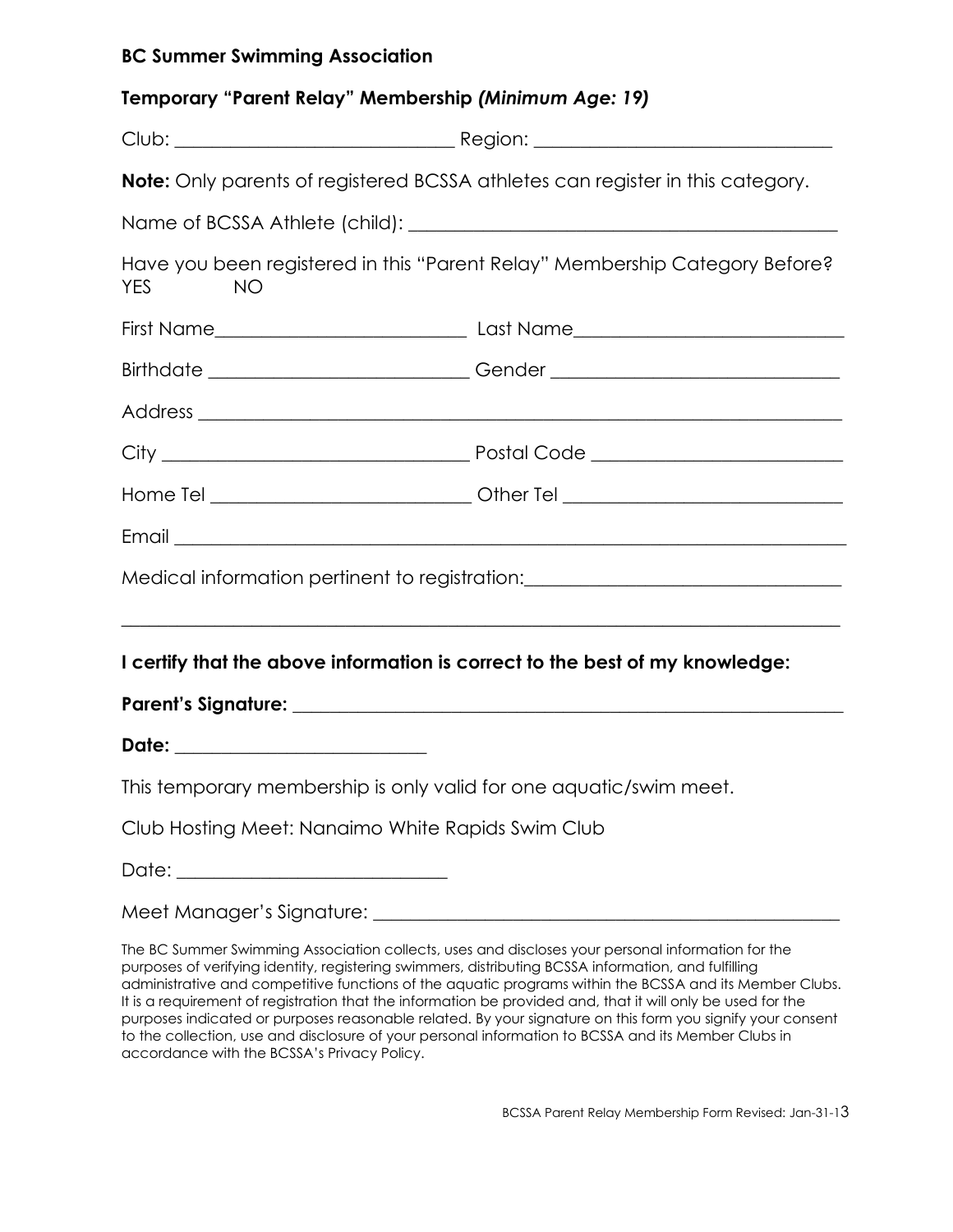**BC Summer Swimming Association**

**Temporary "Parent Relay" Membership *(Minimum Age: 19)***

Club: ______________________________ Region: ________________________________

**Note:** Only parents of registered BCSSA athletes can register in this category.

Name of BCSSA Athlete (child): ______________________________________________

Have you been registered in this "Parent Relay" Membership Category Before?
YES NO

First Name___________________________ Last Name____________________________

Birthdate ___________________________ Gender ______________________________

Address _____________________________________________________________________

City ________________________________ Postal Code __________________________

Home Tel ___________________________ Other Tel _____________________________

Email _______________________________________________________________________

Medical information pertinent to registration:__________________________________

_____________________________________________________________________________

**I certify that the above information is correct to the best of my knowledge:**

**Parent's Signature:** ________________________________________________________

**Date:** ____________________________

This temporary membership is only valid for one aquatic/swim meet.

Club Hosting Meet: Nanaimo White Rapids Swim Club

Date: ______________________________

Meet Manager's Signature: ____________________________________________________

The BC Summer Swimming Association collects, uses and discloses your personal information for the purposes of verifying identity, registering swimmers, distributing BCSSA information, and fulfilling administrative and competitive functions of the aquatic programs within the BCSSA and its Member Clubs. It is a requirement of registration that the information be provided and, that it will only be used for the purposes indicated or purposes reasonable related. By your signature on this form you signify your consent to the collection, use and disclosure of your personal information to BCSSA and its Member Clubs in accordance with the BCSSA's Privacy Policy.

BCSSA Parent Relay Membership Form Revised: Jan-31-13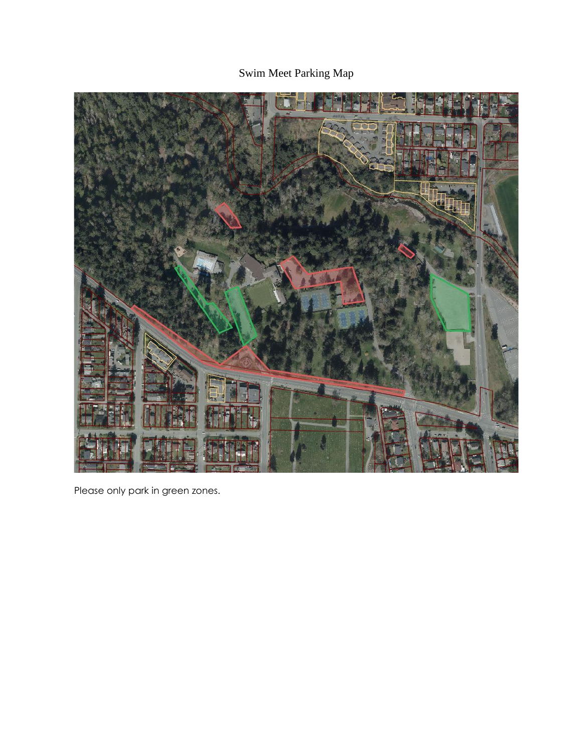Swim Meet Parking Map

Please only park in green zones.